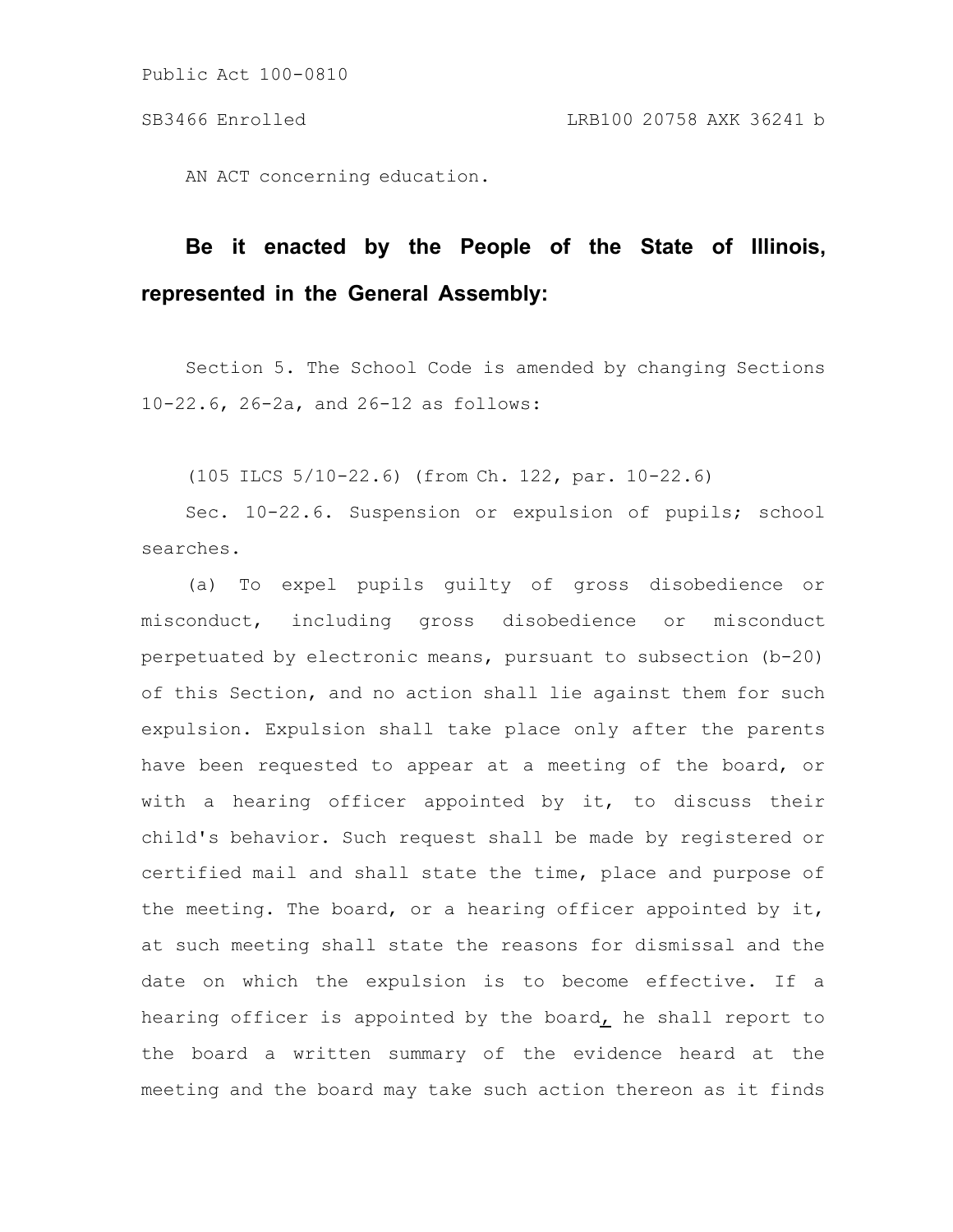Public Act 100-0810

SB3466 Enrolled LRB100 20758 AXK 36241 b

AN ACT concerning education.

**Be it enacted by the People of the State of Illinois, represented in the General Assembly:**

Section 5. The School Code is amended by changing Sections 10-22.6, 26-2a, and 26-12 as follows:

(105 ILCS 5/10-22.6) (from Ch. 122, par. 10-22.6)

Sec. 10-22.6. Suspension or expulsion of pupils; school searches.

(a) To expel pupils guilty of gross disobedience or misconduct, including gross disobedience or misconduct perpetuated by electronic means, pursuant to subsection (b-20) of this Section, and no action shall lie against them for such expulsion. Expulsion shall take place only after the parents have been requested to appear at a meeting of the board, or with a hearing officer appointed by it, to discuss their child's behavior. Such request shall be made by registered or certified mail and shall state the time, place and purpose of the meeting. The board, or a hearing officer appointed by it, at such meeting shall state the reasons for dismissal and the date on which the expulsion is to become effective. If a hearing officer is appointed by the board, he shall report to the board a written summary of the evidence heard at the meeting and the board may take such action thereon as it finds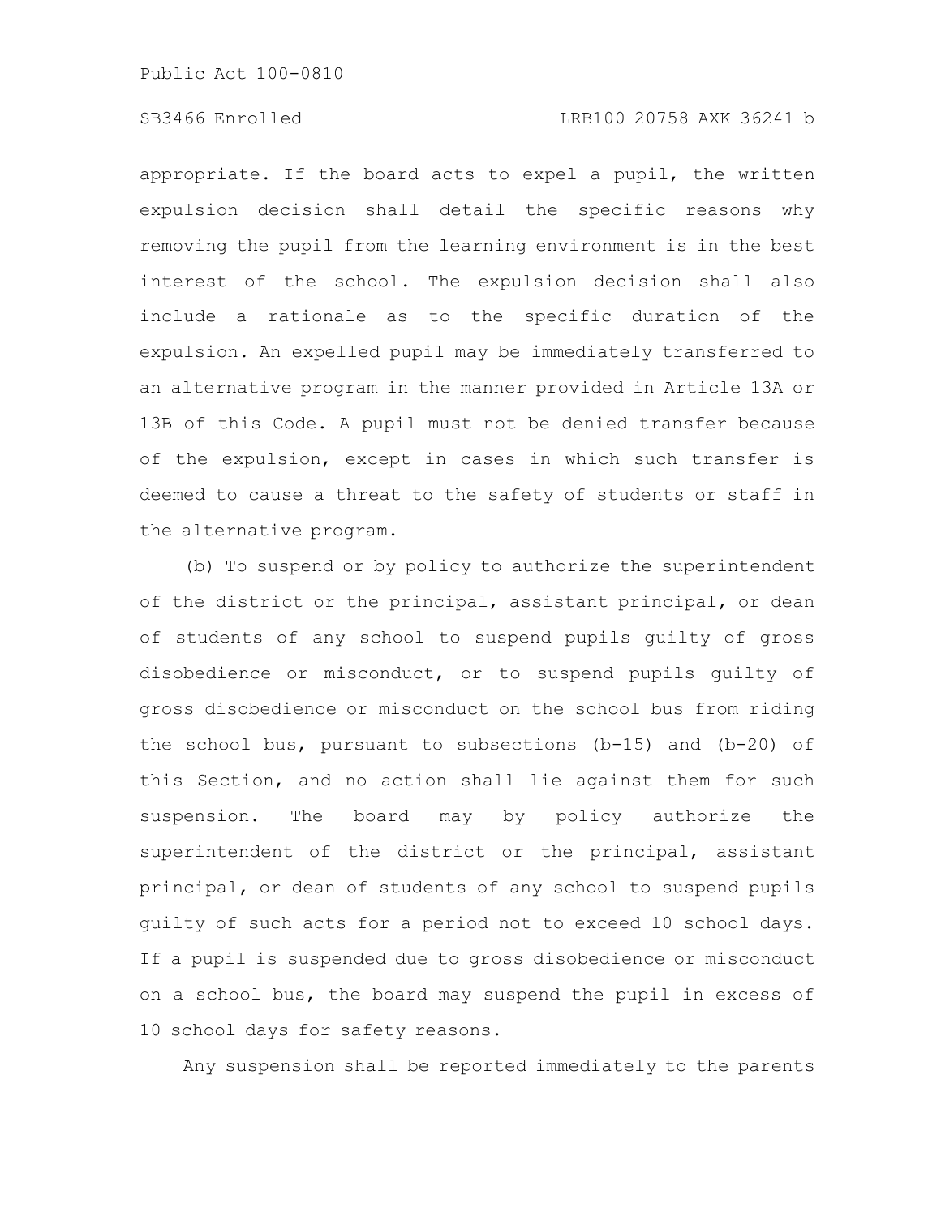appropriate. If the board acts to expel a pupil, the written expulsion decision shall detail the specific reasons why removing the pupil from the learning environment is in the best interest of the school. The expulsion decision shall also include a rationale as to the specific duration of the expulsion. An expelled pupil may be immediately transferred to an alternative program in the manner provided in Article 13A or 13B of this Code. A pupil must not be denied transfer because of the expulsion, except in cases in which such transfer is deemed to cause a threat to the safety of students or staff in the alternative program.

(b) To suspend or by policy to authorize the superintendent of the district or the principal, assistant principal, or dean of students of any school to suspend pupils guilty of gross disobedience or misconduct, or to suspend pupils guilty of gross disobedience or misconduct on the school bus from riding the school bus, pursuant to subsections (b-15) and (b-20) of this Section, and no action shall lie against them for such suspension. The board may by policy authorize the superintendent of the district or the principal, assistant principal, or dean of students of any school to suspend pupils guilty of such acts for a period not to exceed 10 school days. If a pupil is suspended due to gross disobedience or misconduct on a school bus, the board may suspend the pupil in excess of 10 school days for safety reasons.

Any suspension shall be reported immediately to the parents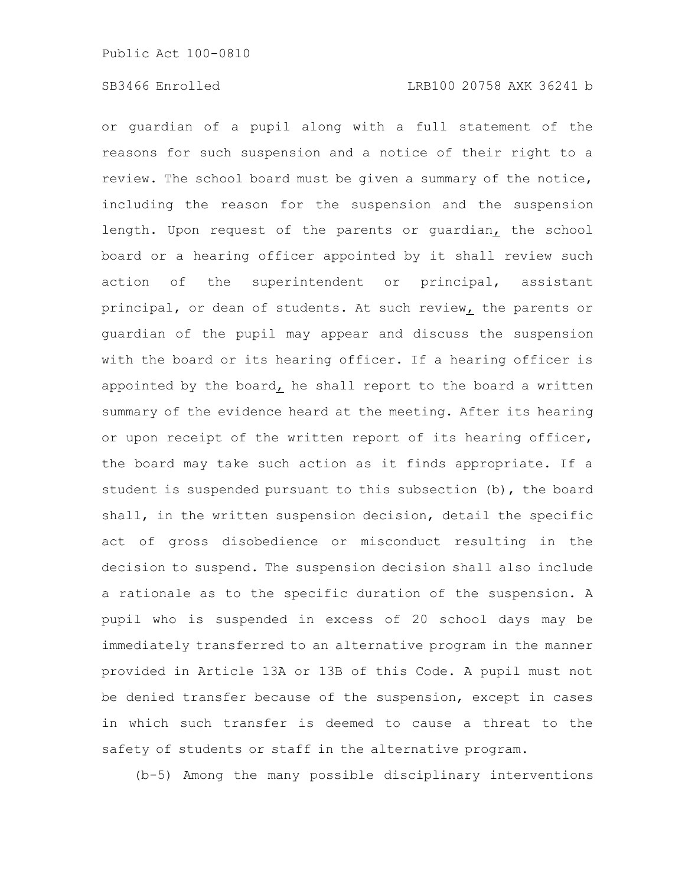or guardian of a pupil along with a full statement of the reasons for such suspension and a notice of their right to a review. The school board must be given a summary of the notice, including the reason for the suspension and the suspension length. Upon request of the parents or guardian, the school board or a hearing officer appointed by it shall review such action of the superintendent or principal, assistant principal, or dean of students. At such review, the parents or guardian of the pupil may appear and discuss the suspension with the board or its hearing officer. If a hearing officer is appointed by the board, he shall report to the board a written summary of the evidence heard at the meeting. After its hearing or upon receipt of the written report of its hearing officer, the board may take such action as it finds appropriate. If a student is suspended pursuant to this subsection (b), the board shall, in the written suspension decision, detail the specific act of gross disobedience or misconduct resulting in the decision to suspend. The suspension decision shall also include a rationale as to the specific duration of the suspension. A pupil who is suspended in excess of 20 school days may be immediately transferred to an alternative program in the manner provided in Article 13A or 13B of this Code. A pupil must not be denied transfer because of the suspension, except in cases in which such transfer is deemed to cause a threat to the safety of students or staff in the alternative program.

(b-5) Among the many possible disciplinary interventions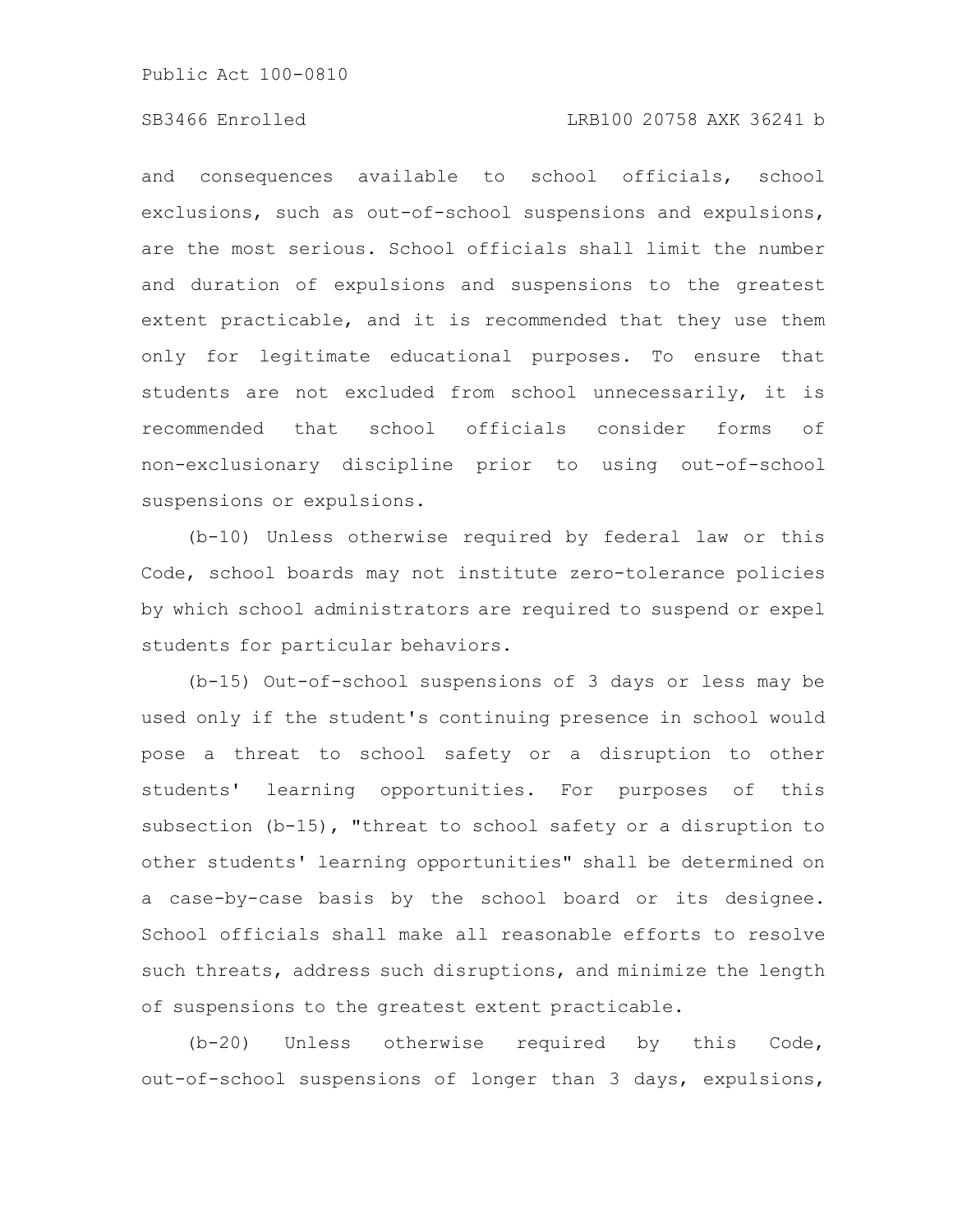and consequences available to school officials, school exclusions, such as out-of-school suspensions and expulsions, are the most serious. School officials shall limit the number and duration of expulsions and suspensions to the greatest extent practicable, and it is recommended that they use them only for legitimate educational purposes. To ensure that students are not excluded from school unnecessarily, it is recommended that school officials consider forms of non-exclusionary discipline prior to using out-of-school suspensions or expulsions.

(b-10) Unless otherwise required by federal law or this Code, school boards may not institute zero-tolerance policies by which school administrators are required to suspend or expel students for particular behaviors.

(b-15) Out-of-school suspensions of 3 days or less may be used only if the student's continuing presence in school would pose a threat to school safety or a disruption to other students' learning opportunities. For purposes of this subsection (b-15), "threat to school safety or a disruption to other students' learning opportunities" shall be determined on a case-by-case basis by the school board or its designee. School officials shall make all reasonable efforts to resolve such threats, address such disruptions, and minimize the length of suspensions to the greatest extent practicable.

(b-20) Unless otherwise required by this Code, out-of-school suspensions of longer than 3 days, expulsions,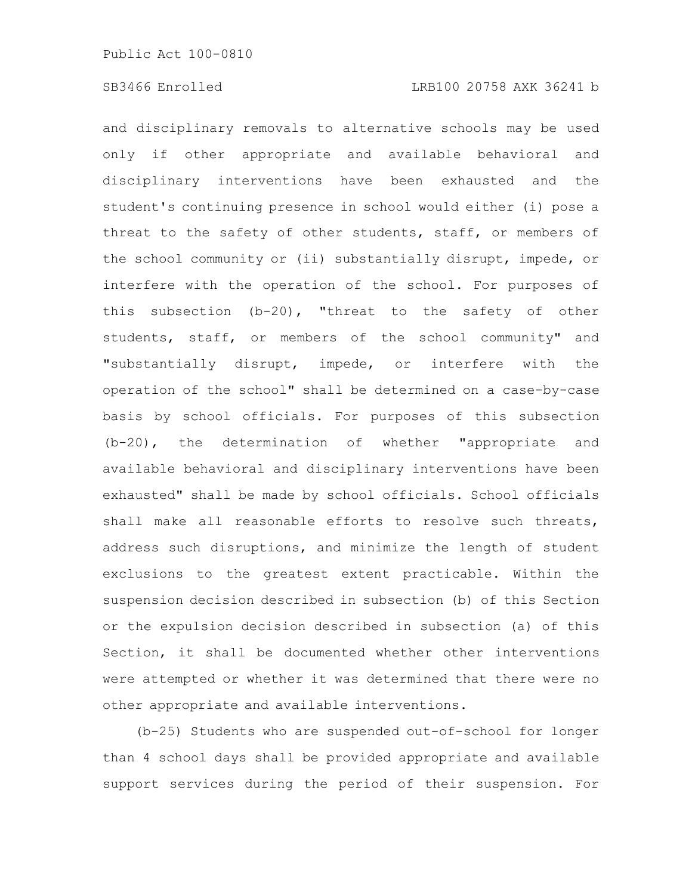and disciplinary removals to alternative schools may be used only if other appropriate and available behavioral and disciplinary interventions have been exhausted and the student's continuing presence in school would either (i) pose a threat to the safety of other students, staff, or members of the school community or (ii) substantially disrupt, impede, or interfere with the operation of the school. For purposes of this subsection (b-20), "threat to the safety of other students, staff, or members of the school community" and "substantially disrupt, impede, or interfere with the operation of the school" shall be determined on a case-by-case basis by school officials. For purposes of this subsection (b-20), the determination of whether "appropriate and available behavioral and disciplinary interventions have been exhausted" shall be made by school officials. School officials shall make all reasonable efforts to resolve such threats, address such disruptions, and minimize the length of student exclusions to the greatest extent practicable. Within the suspension decision described in subsection (b) of this Section or the expulsion decision described in subsection (a) of this Section, it shall be documented whether other interventions were attempted or whether it was determined that there were no other appropriate and available interventions.

(b-25) Students who are suspended out-of-school for longer than 4 school days shall be provided appropriate and available support services during the period of their suspension. For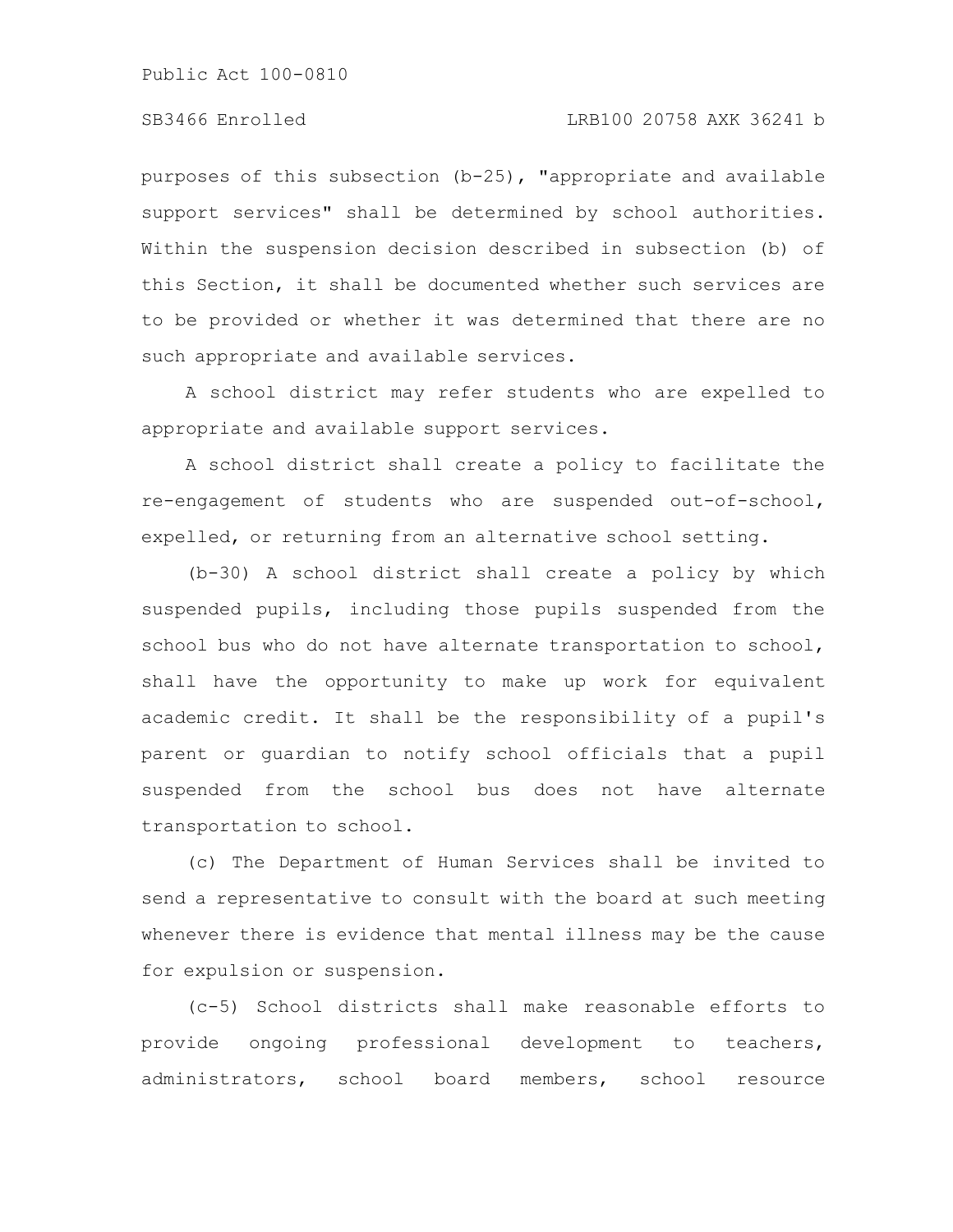purposes of this subsection (b-25), "appropriate and available support services" shall be determined by school authorities. Within the suspension decision described in subsection (b) of this Section, it shall be documented whether such services are to be provided or whether it was determined that there are no such appropriate and available services.

A school district may refer students who are expelled to appropriate and available support services.

A school district shall create a policy to facilitate the re-engagement of students who are suspended out-of-school, expelled, or returning from an alternative school setting.

(b-30) A school district shall create a policy by which suspended pupils, including those pupils suspended from the school bus who do not have alternate transportation to school, shall have the opportunity to make up work for equivalent academic credit. It shall be the responsibility of a pupil's parent or guardian to notify school officials that a pupil suspended from the school bus does not have alternate transportation to school.

(c) The Department of Human Services shall be invited to send a representative to consult with the board at such meeting whenever there is evidence that mental illness may be the cause for expulsion or suspension.

(c-5) School districts shall make reasonable efforts to provide ongoing professional development to teachers, administrators, school board members, school resource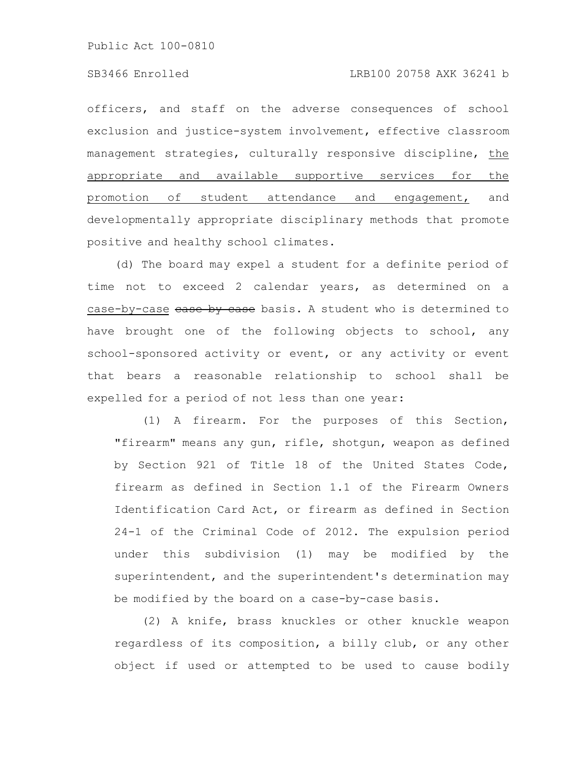officers, and staff on the adverse consequences of school exclusion and justice-system involvement, effective classroom management strategies, culturally responsive discipline, <u>the appropriate and available supportive services for the promotion of student attendance and engagement,</u> and developmentally appropriate disciplinary methods that promote positive and healthy school climates.

(d) The board may expel a student for a definite period of time not to exceed 2 calendar years, as determined on a <u>case-by-case</u> ~~case by case~~ basis. A student who is determined to have brought one of the following objects to school, any school-sponsored activity or event, or any activity or event that bears a reasonable relationship to school shall be expelled for a period of not less than one year:

(1) A firearm. For the purposes of this Section, "firearm" means any gun, rifle, shotgun, weapon as defined by Section 921 of Title 18 of the United States Code, firearm as defined in Section 1.1 of the Firearm Owners Identification Card Act, or firearm as defined in Section 24-1 of the Criminal Code of 2012. The expulsion period under this subdivision (1) may be modified by the superintendent, and the superintendent's determination may be modified by the board on a case-by-case basis.

(2) A knife, brass knuckles or other knuckle weapon regardless of its composition, a billy club, or any other object if used or attempted to be used to cause bodily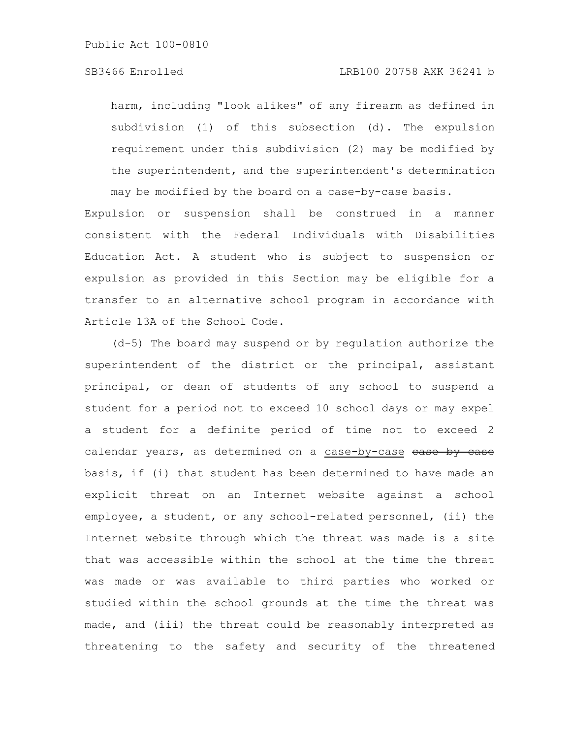harm, including "look alikes" of any firearm as defined in subdivision (1) of this subsection (d). The expulsion requirement under this subdivision (2) may be modified by the superintendent, and the superintendent's determination may be modified by the board on a case-by-case basis.

Expulsion or suspension shall be construed in a manner consistent with the Federal Individuals with Disabilities Education Act. A student who is subject to suspension or expulsion as provided in this Section may be eligible for a transfer to an alternative school program in accordance with Article 13A of the School Code.

(d-5) The board may suspend or by regulation authorize the superintendent of the district or the principal, assistant principal, or dean of students of any school to suspend a student for a period not to exceed 10 school days or may expel a student for a definite period of time not to exceed 2 calendar years, as determined on a <u>case-by-case</u> ~~case by case~~ basis, if (i) that student has been determined to have made an explicit threat on an Internet website against a school employee, a student, or any school-related personnel, (ii) the Internet website through which the threat was made is a site that was accessible within the school at the time the threat was made or was available to third parties who worked or studied within the school grounds at the time the threat was made, and (iii) the threat could be reasonably interpreted as threatening to the safety and security of the threatened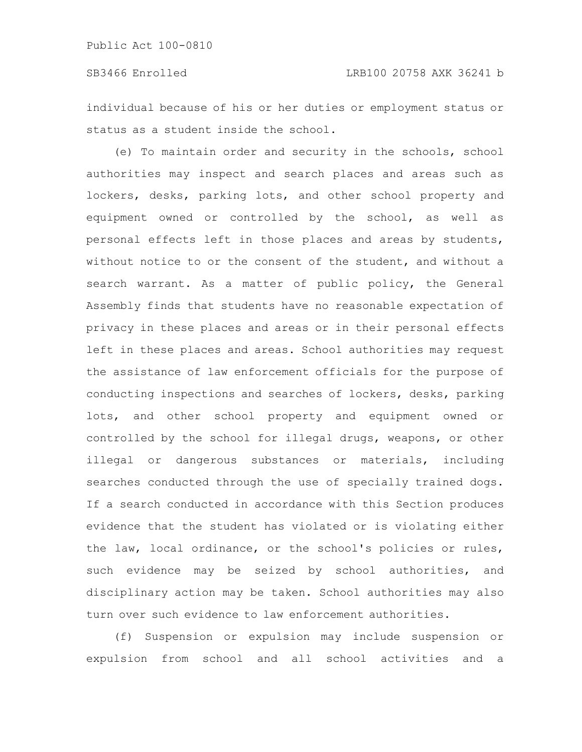individual because of his or her duties or employment status or status as a student inside the school.

(e) To maintain order and security in the schools, school authorities may inspect and search places and areas such as lockers, desks, parking lots, and other school property and equipment owned or controlled by the school, as well as personal effects left in those places and areas by students, without notice to or the consent of the student, and without a search warrant. As a matter of public policy, the General Assembly finds that students have no reasonable expectation of privacy in these places and areas or in their personal effects left in these places and areas. School authorities may request the assistance of law enforcement officials for the purpose of conducting inspections and searches of lockers, desks, parking lots, and other school property and equipment owned or controlled by the school for illegal drugs, weapons, or other illegal or dangerous substances or materials, including searches conducted through the use of specially trained dogs. If a search conducted in accordance with this Section produces evidence that the student has violated or is violating either the law, local ordinance, or the school's policies or rules, such evidence may be seized by school authorities, and disciplinary action may be taken. School authorities may also turn over such evidence to law enforcement authorities.

(f) Suspension or expulsion may include suspension or expulsion from school and all school activities and a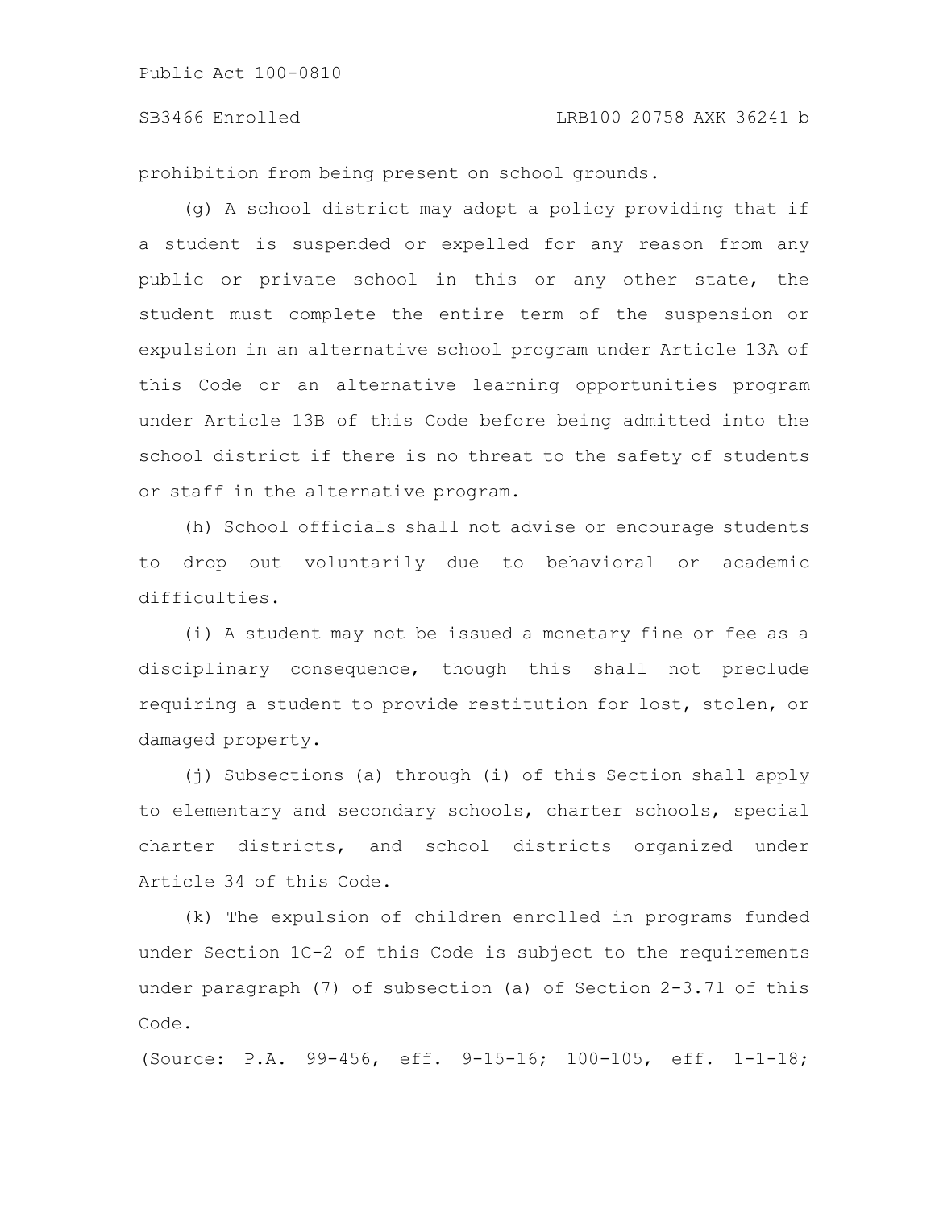prohibition from being present on school grounds.

(g) A school district may adopt a policy providing that if a student is suspended or expelled for any reason from any public or private school in this or any other state, the student must complete the entire term of the suspension or expulsion in an alternative school program under Article 13A of this Code or an alternative learning opportunities program under Article 13B of this Code before being admitted into the school district if there is no threat to the safety of students or staff in the alternative program.

(h) School officials shall not advise or encourage students to drop out voluntarily due to behavioral or academic difficulties.

(i) A student may not be issued a monetary fine or fee as a disciplinary consequence, though this shall not preclude requiring a student to provide restitution for lost, stolen, or damaged property.

(j) Subsections (a) through (i) of this Section shall apply to elementary and secondary schools, charter schools, special charter districts, and school districts organized under Article 34 of this Code.

(k) The expulsion of children enrolled in programs funded under Section 1C-2 of this Code is subject to the requirements under paragraph (7) of subsection (a) of Section 2-3.71 of this Code.

(Source: P.A. 99-456, eff. 9-15-16; 100-105, eff. 1-1-18;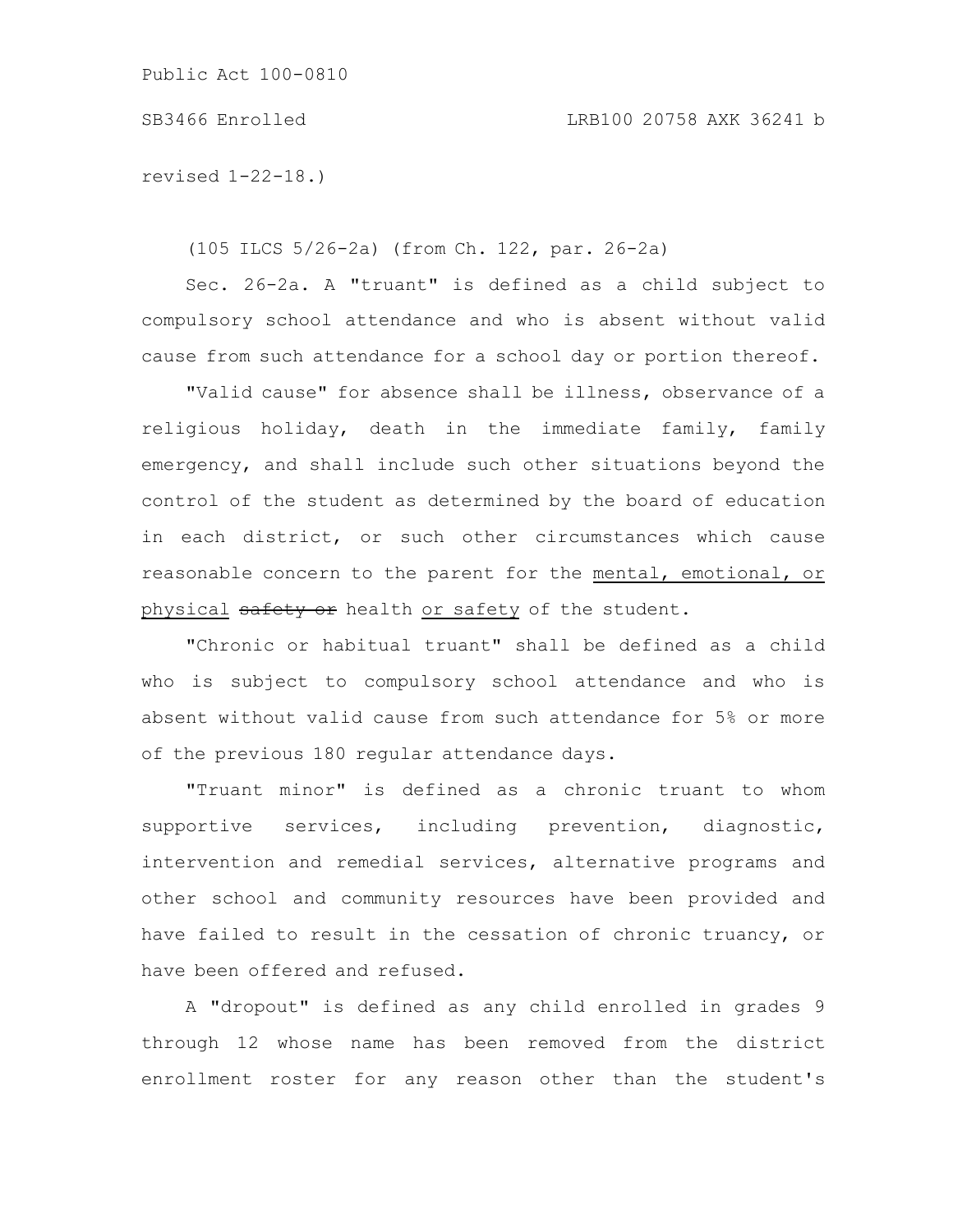revised 1-22-18.)

(105 ILCS 5/26-2a) (from Ch. 122, par. 26-2a)

Sec. 26-2a. A "truant" is defined as a child subject to compulsory school attendance and who is absent without valid cause from such attendance for a school day or portion thereof.

"Valid cause" for absence shall be illness, observance of a religious holiday, death in the immediate family, family emergency, and shall include such other situations beyond the control of the student as determined by the board of education in each district, or such other circumstances which cause reasonable concern to the parent for the <u>mental, emotional, or physical</u> ~~safety or~~ health <u>or safety</u> of the student.

"Chronic or habitual truant" shall be defined as a child who is subject to compulsory school attendance and who is absent without valid cause from such attendance for 5% or more of the previous 180 regular attendance days.

"Truant minor" is defined as a chronic truant to whom supportive services, including prevention, diagnostic, intervention and remedial services, alternative programs and other school and community resources have been provided and have failed to result in the cessation of chronic truancy, or have been offered and refused.

A "dropout" is defined as any child enrolled in grades 9 through 12 whose name has been removed from the district enrollment roster for any reason other than the student's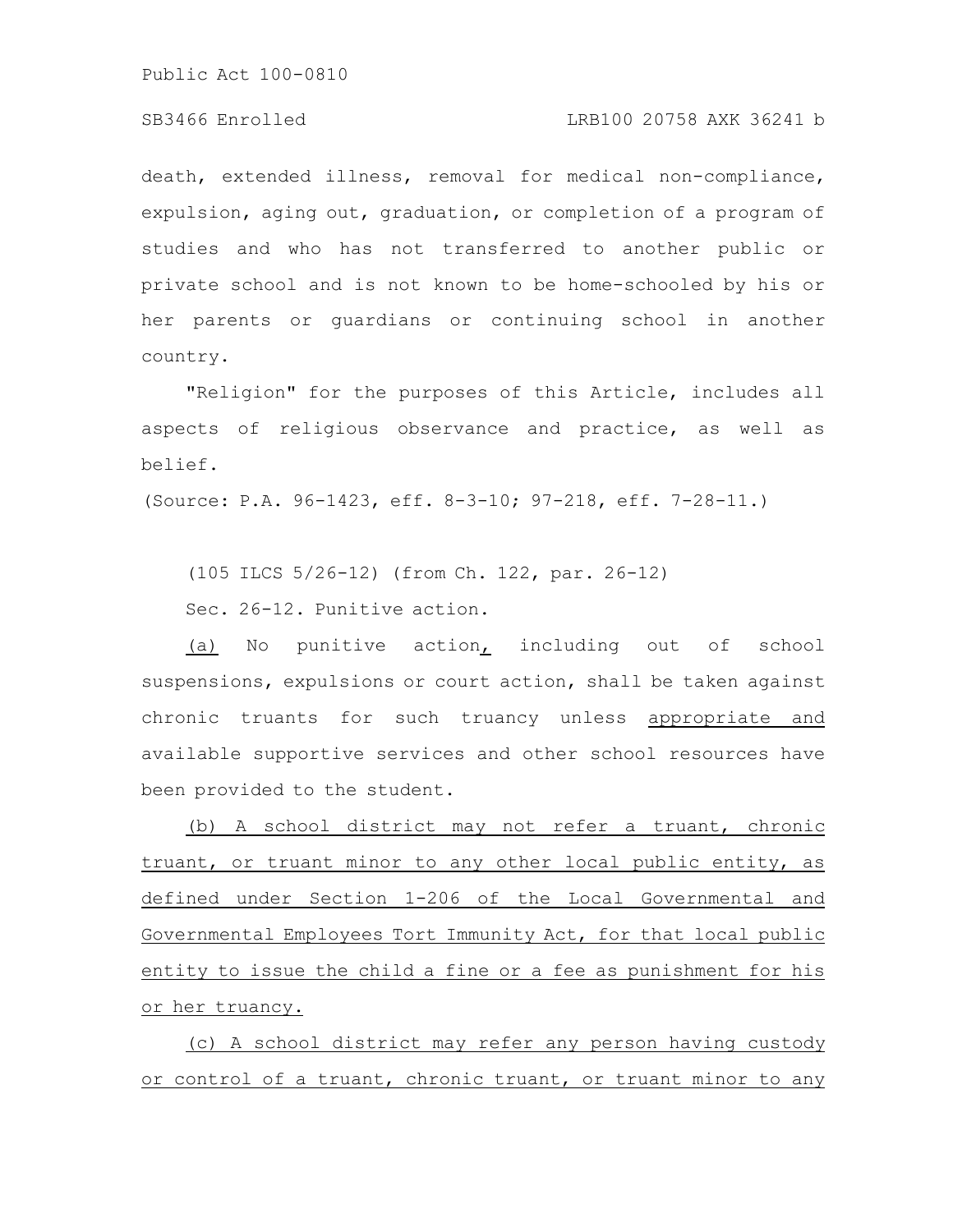death, extended illness, removal for medical non-compliance, expulsion, aging out, graduation, or completion of a program of studies and who has not transferred to another public or private school and is not known to be home-schooled by his or her parents or guardians or continuing school in another country.

"Religion" for the purposes of this Article, includes all aspects of religious observance and practice, as well as belief.

(Source: P.A. 96-1423, eff. 8-3-10; 97-218, eff. 7-28-11.)

(105 ILCS 5/26-12) (from Ch. 122, par. 26-12)

Sec. 26-12. Punitive action.

(a) No punitive action, including out of school suspensions, expulsions or court action, shall be taken against chronic truants for such truancy unless appropriate and available supportive services and other school resources have been provided to the student.

(b) A school district may not refer a truant, chronic truant, or truant minor to any other local public entity, as defined under Section 1-206 of the Local Governmental and Governmental Employees Tort Immunity Act, for that local public entity to issue the child a fine or a fee as punishment for his or her truancy.

(c) A school district may refer any person having custody or control of a truant, chronic truant, or truant minor to any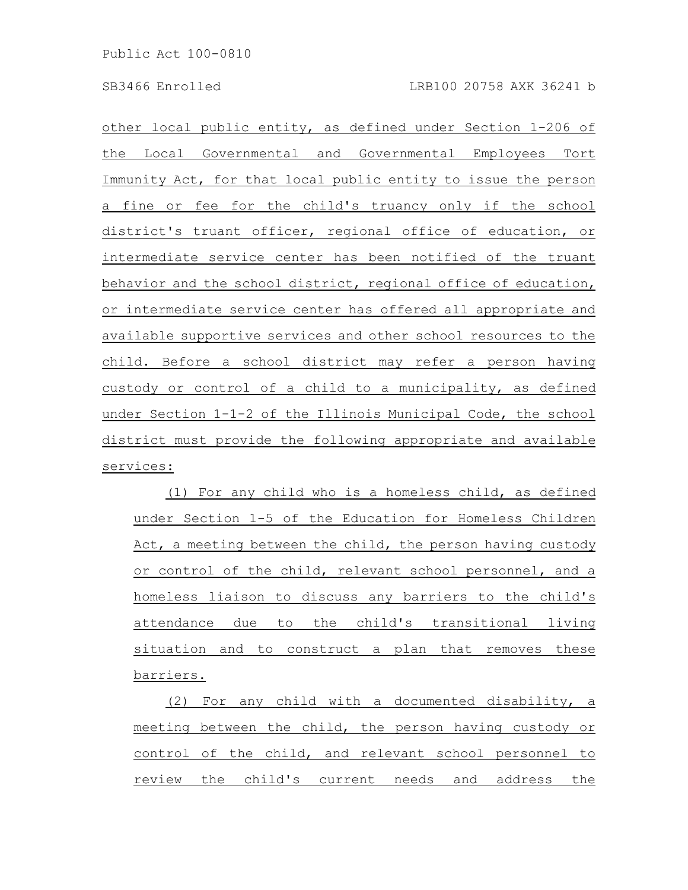other local public entity, as defined under Section 1-206 of the Local Governmental and Governmental Employees Tort Immunity Act, for that local public entity to issue the person a fine or fee for the child's truancy only if the school district's truant officer, regional office of education, or intermediate service center has been notified of the truant behavior and the school district, regional office of education, or intermediate service center has offered all appropriate and available supportive services and other school resources to the child. Before a school district may refer a person having custody or control of a child to a municipality, as defined under Section 1-1-2 of the Illinois Municipal Code, the school district must provide the following appropriate and available services:

(1) For any child who is a homeless child, as defined under Section 1-5 of the Education for Homeless Children Act, a meeting between the child, the person having custody or control of the child, relevant school personnel, and a homeless liaison to discuss any barriers to the child's attendance due to the child's transitional living situation and to construct a plan that removes these barriers.

(2) For any child with a documented disability, a meeting between the child, the person having custody or control of the child, and relevant school personnel to review the child's current needs and address the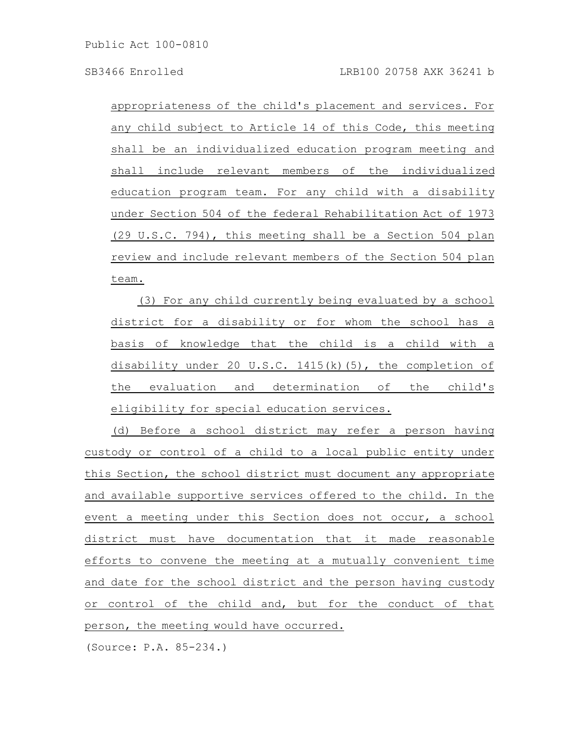appropriateness of the child's placement and services. For any child subject to Article 14 of this Code, this meeting shall be an individualized education program meeting and shall include relevant members of the individualized education program team. For any child with a disability under Section 504 of the federal Rehabilitation Act of 1973 (29 U.S.C. 794), this meeting shall be a Section 504 plan review and include relevant members of the Section 504 plan team.

(3) For any child currently being evaluated by a school district for a disability or for whom the school has a basis of knowledge that the child is a child with a disability under 20 U.S.C. 1415(k)(5), the completion of the evaluation and determination of the child's eligibility for special education services.

(d) Before a school district may refer a person having custody or control of a child to a local public entity under this Section, the school district must document any appropriate and available supportive services offered to the child. In the event a meeting under this Section does not occur, a school district must have documentation that it made reasonable efforts to convene the meeting at a mutually convenient time and date for the school district and the person having custody or control of the child and, but for the conduct of that person, the meeting would have occurred.

(Source: P.A. 85-234.)